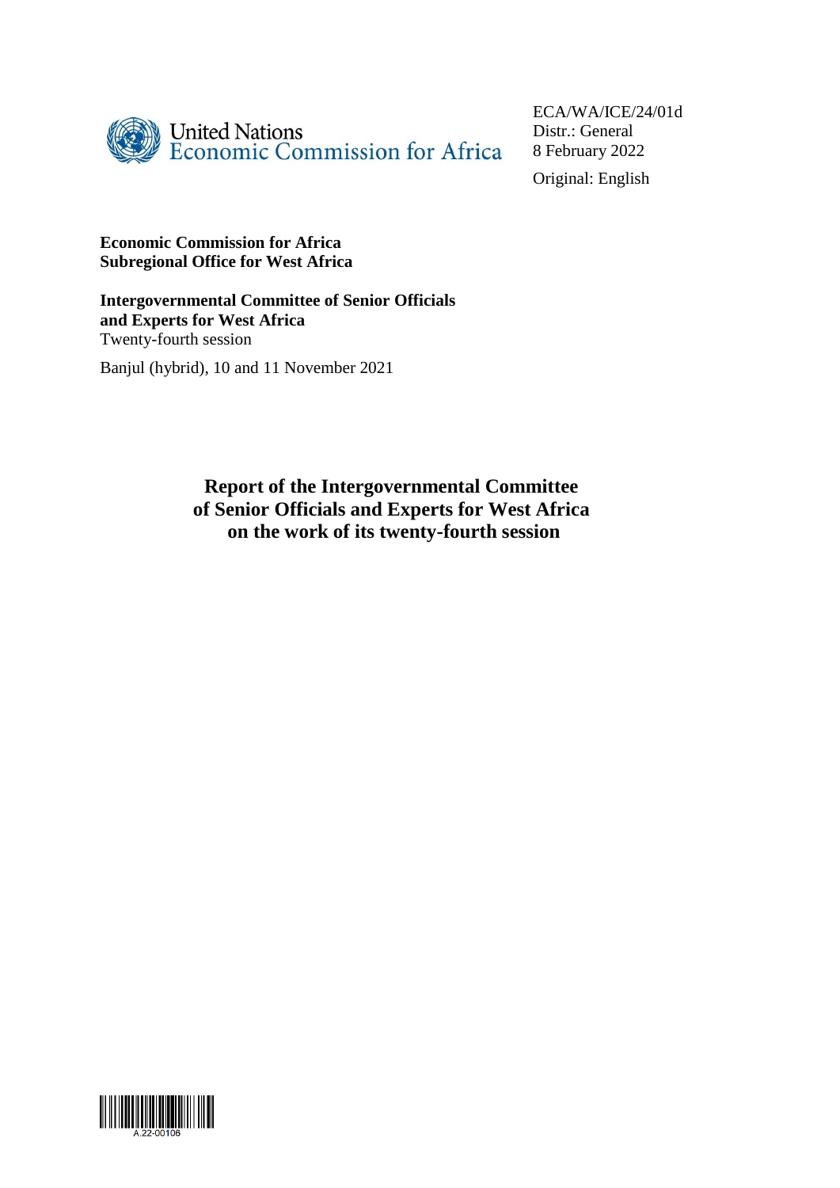United Nations
Economic Commission for Africa

ECA/WA/ICE/24/01d
Distr.: General
8 February 2022

Original: English

**Economic Commission for Africa**
**Subregional Office for West Africa**

**Intergovernmental Committee of Senior Officials and Experts for West Africa**
Twenty-fourth session

Banjul (hybrid), 10 and 11 November 2021

# Report of the Intergovernmental Committee of Senior Officials and Experts for West Africa on the work of its twenty-fourth session

A.22-00106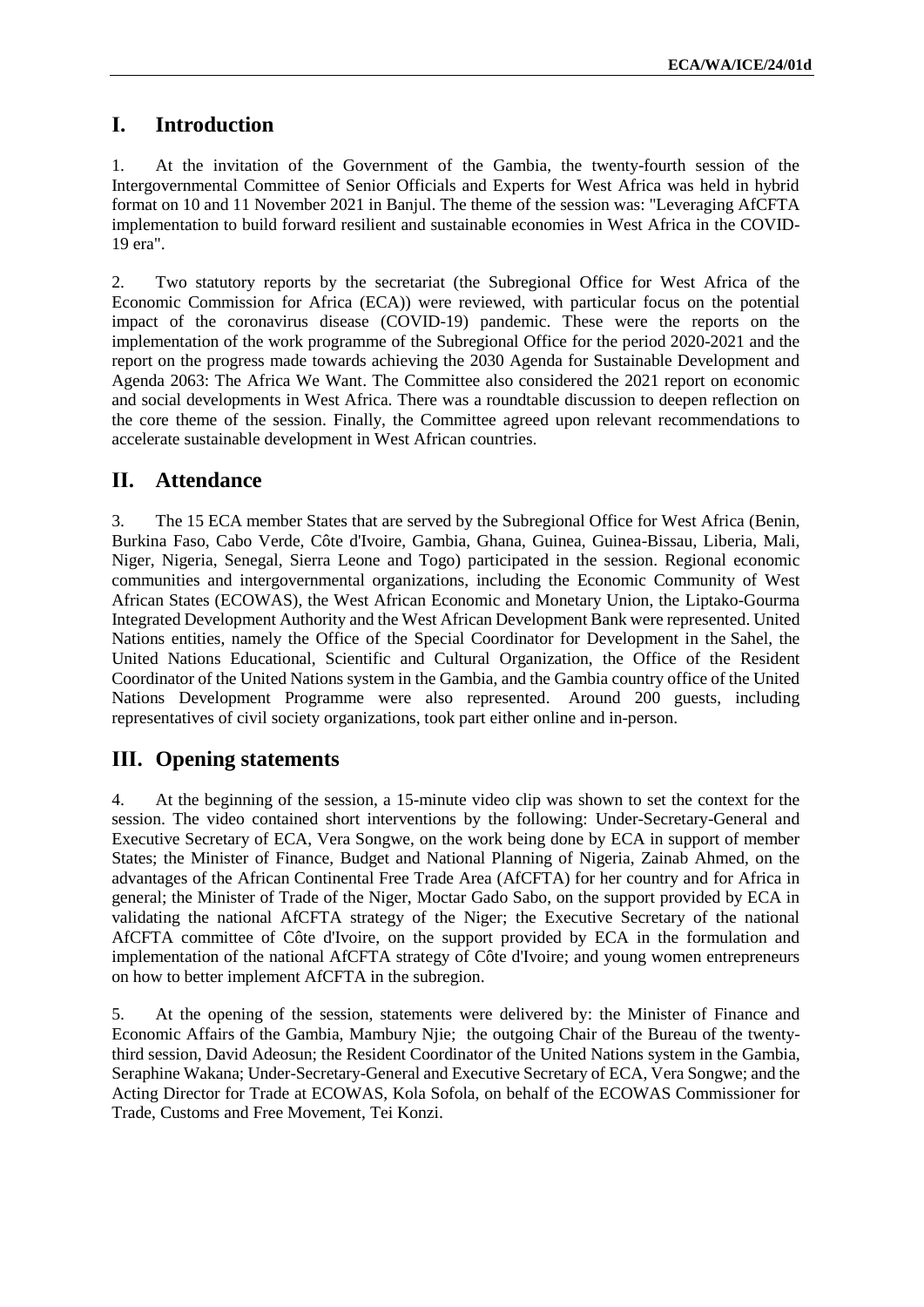## I. Introduction

1. At the invitation of the Government of the Gambia, the twenty-fourth session of the Intergovernmental Committee of Senior Officials and Experts for West Africa was held in hybrid format on 10 and 11 November 2021 in Banjul. The theme of the session was: "Leveraging AfCFTA implementation to build forward resilient and sustainable economies in West Africa in the COVID-19 era".

2. Two statutory reports by the secretariat (the Subregional Office for West Africa of the Economic Commission for Africa (ECA)) were reviewed, with particular focus on the potential impact of the coronavirus disease (COVID-19) pandemic. These were the reports on the implementation of the work programme of the Subregional Office for the period 2020-2021 and the report on the progress made towards achieving the 2030 Agenda for Sustainable Development and Agenda 2063: The Africa We Want. The Committee also considered the 2021 report on economic and social developments in West Africa. There was a roundtable discussion to deepen reflection on the core theme of the session. Finally, the Committee agreed upon relevant recommendations to accelerate sustainable development in West African countries.

## II. Attendance

3. The 15 ECA member States that are served by the Subregional Office for West Africa (Benin, Burkina Faso, Cabo Verde, Côte d'Ivoire, Gambia, Ghana, Guinea, Guinea-Bissau, Liberia, Mali, Niger, Nigeria, Senegal, Sierra Leone and Togo) participated in the session. Regional economic communities and intergovernmental organizations, including the Economic Community of West African States (ECOWAS), the West African Economic and Monetary Union, the Liptako-Gourma Integrated Development Authority and the West African Development Bank were represented. United Nations entities, namely the Office of the Special Coordinator for Development in the Sahel, the United Nations Educational, Scientific and Cultural Organization, the Office of the Resident Coordinator of the United Nations system in the Gambia, and the Gambia country office of the United Nations Development Programme were also represented. Around 200 guests, including representatives of civil society organizations, took part either online and in-person.

## III. Opening statements

4. At the beginning of the session, a 15-minute video clip was shown to set the context for the session. The video contained short interventions by the following: Under-Secretary-General and Executive Secretary of ECA, Vera Songwe, on the work being done by ECA in support of member States; the Minister of Finance, Budget and National Planning of Nigeria, Zainab Ahmed, on the advantages of the African Continental Free Trade Area (AfCFTA) for her country and for Africa in general; the Minister of Trade of the Niger, Moctar Gado Sabo, on the support provided by ECA in validating the national AfCFTA strategy of the Niger; the Executive Secretary of the national AfCFTA committee of Côte d'Ivoire, on the support provided by ECA in the formulation and implementation of the national AfCFTA strategy of Côte d'Ivoire; and young women entrepreneurs on how to better implement AfCFTA in the subregion.

5. At the opening of the session, statements were delivered by: the Minister of Finance and Economic Affairs of the Gambia, Mambury Njie; the outgoing Chair of the Bureau of the twenty-third session, David Adeosun; the Resident Coordinator of the United Nations system in the Gambia, Seraphine Wakana; Under-Secretary-General and Executive Secretary of ECA, Vera Songwe; and the Acting Director for Trade at ECOWAS, Kola Sofola, on behalf of the ECOWAS Commissioner for Trade, Customs and Free Movement, Tei Konzi.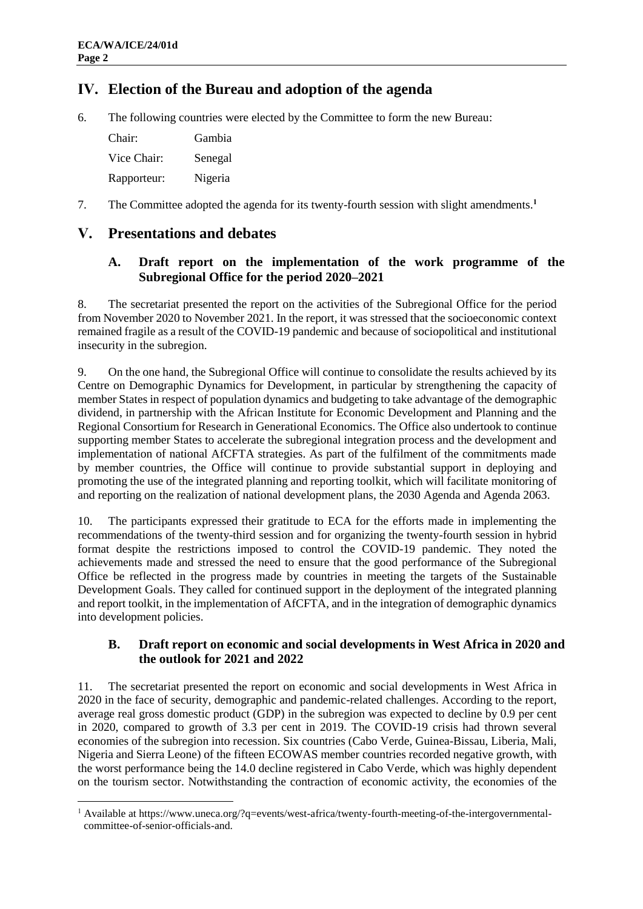# IV. Election of the Bureau and adoption of the agenda

6. The following countries were elected by the Committee to form the new Bureau:

| | |
|---|---|
| Chair: | Gambia |
| Vice Chair: | Senegal |
| Rapporteur: | Nigeria |

7. The Committee adopted the agenda for its twenty-fourth session with slight amendments.[1]

# V. Presentations and debates

## A. Draft report on the implementation of the work programme of the Subregional Office for the period 2020–2021

8. The secretariat presented the report on the activities of the Subregional Office for the period from November 2020 to November 2021. In the report, it was stressed that the socioeconomic context remained fragile as a result of the COVID-19 pandemic and because of sociopolitical and institutional insecurity in the subregion.

9. On the one hand, the Subregional Office will continue to consolidate the results achieved by its Centre on Demographic Dynamics for Development, in particular by strengthening the capacity of member States in respect of population dynamics and budgeting to take advantage of the demographic dividend, in partnership with the African Institute for Economic Development and Planning and the Regional Consortium for Research in Generational Economics. The Office also undertook to continue supporting member States to accelerate the subregional integration process and the development and implementation of national AfCFTA strategies. As part of the fulfilment of the commitments made by member countries, the Office will continue to provide substantial support in deploying and promoting the use of the integrated planning and reporting toolkit, which will facilitate monitoring of and reporting on the realization of national development plans, the 2030 Agenda and Agenda 2063.

10. The participants expressed their gratitude to ECA for the efforts made in implementing the recommendations of the twenty-third session and for organizing the twenty-fourth session in hybrid format despite the restrictions imposed to control the COVID-19 pandemic. They noted the achievements made and stressed the need to ensure that the good performance of the Subregional Office be reflected in the progress made by countries in meeting the targets of the Sustainable Development Goals. They called for continued support in the deployment of the integrated planning and report toolkit, in the implementation of AfCFTA, and in the integration of demographic dynamics into development policies.

## B. Draft report on economic and social developments in West Africa in 2020 and the outlook for 2021 and 2022

11. The secretariat presented the report on economic and social developments in West Africa in 2020 in the face of security, demographic and pandemic-related challenges. According to the report, average real gross domestic product (GDP) in the subregion was expected to decline by 0.9 per cent in 2020, compared to growth of 3.3 per cent in 2019. The COVID-19 crisis had thrown several economies of the subregion into recession. Six countries (Cabo Verde, Guinea-Bissau, Liberia, Mali, Nigeria and Sierra Leone) of the fifteen ECOWAS member countries recorded negative growth, with the worst performance being the 14.0 decline registered in Cabo Verde, which was highly dependent on the tourism sector. Notwithstanding the contraction of economic activity, the economies of the

[1] Available at https://www.uneca.org/?q=events/west-africa/twenty-fourth-meeting-of-the-intergovernmental-committee-of-senior-officials-and.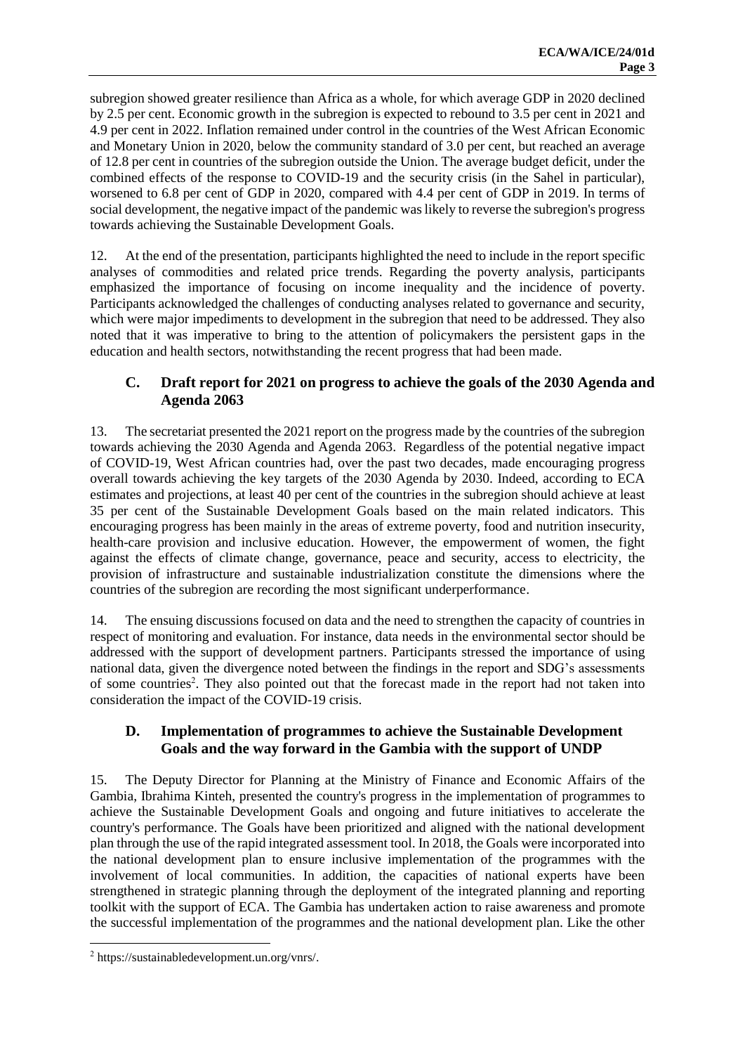subregion showed greater resilience than Africa as a whole, for which average GDP in 2020 declined by 2.5 per cent. Economic growth in the subregion is expected to rebound to 3.5 per cent in 2021 and 4.9 per cent in 2022. Inflation remained under control in the countries of the West African Economic and Monetary Union in 2020, below the community standard of 3.0 per cent, but reached an average of 12.8 per cent in countries of the subregion outside the Union. The average budget deficit, under the combined effects of the response to COVID-19 and the security crisis (in the Sahel in particular), worsened to 6.8 per cent of GDP in 2020, compared with 4.4 per cent of GDP in 2019. In terms of social development, the negative impact of the pandemic was likely to reverse the subregion's progress towards achieving the Sustainable Development Goals.

12. At the end of the presentation, participants highlighted the need to include in the report specific analyses of commodities and related price trends. Regarding the poverty analysis, participants emphasized the importance of focusing on income inequality and the incidence of poverty. Participants acknowledged the challenges of conducting analyses related to governance and security, which were major impediments to development in the subregion that need to be addressed. They also noted that it was imperative to bring to the attention of policymakers the persistent gaps in the education and health sectors, notwithstanding the recent progress that had been made.

## C. Draft report for 2021 on progress to achieve the goals of the 2030 Agenda and Agenda 2063

13. The secretariat presented the 2021 report on the progress made by the countries of the subregion towards achieving the 2030 Agenda and Agenda 2063. Regardless of the potential negative impact of COVID-19, West African countries had, over the past two decades, made encouraging progress overall towards achieving the key targets of the 2030 Agenda by 2030. Indeed, according to ECA estimates and projections, at least 40 per cent of the countries in the subregion should achieve at least 35 per cent of the Sustainable Development Goals based on the main related indicators. This encouraging progress has been mainly in the areas of extreme poverty, food and nutrition insecurity, health-care provision and inclusive education. However, the empowerment of women, the fight against the effects of climate change, governance, peace and security, access to electricity, the provision of infrastructure and sustainable industrialization constitute the dimensions where the countries of the subregion are recording the most significant underperformance.

14. The ensuing discussions focused on data and the need to strengthen the capacity of countries in respect of monitoring and evaluation. For instance, data needs in the environmental sector should be addressed with the support of development partners. Participants stressed the importance of using national data, given the divergence noted between the findings in the report and SDG's assessments of some countries[2]. They also pointed out that the forecast made in the report had not taken into consideration the impact of the COVID-19 crisis.

## D. Implementation of programmes to achieve the Sustainable Development Goals and the way forward in the Gambia with the support of UNDP

15. The Deputy Director for Planning at the Ministry of Finance and Economic Affairs of the Gambia, Ibrahima Kinteh, presented the country's progress in the implementation of programmes to achieve the Sustainable Development Goals and ongoing and future initiatives to accelerate the country's performance. The Goals have been prioritized and aligned with the national development plan through the use of the rapid integrated assessment tool. In 2018, the Goals were incorporated into the national development plan to ensure inclusive implementation of the programmes with the involvement of local communities. In addition, the capacities of national experts have been strengthened in strategic planning through the deployment of the integrated planning and reporting toolkit with the support of ECA. The Gambia has undertaken action to raise awareness and promote the successful implementation of the programmes and the national development plan. Like the other

[2] https://sustainabledevelopment.un.org/vnrs/.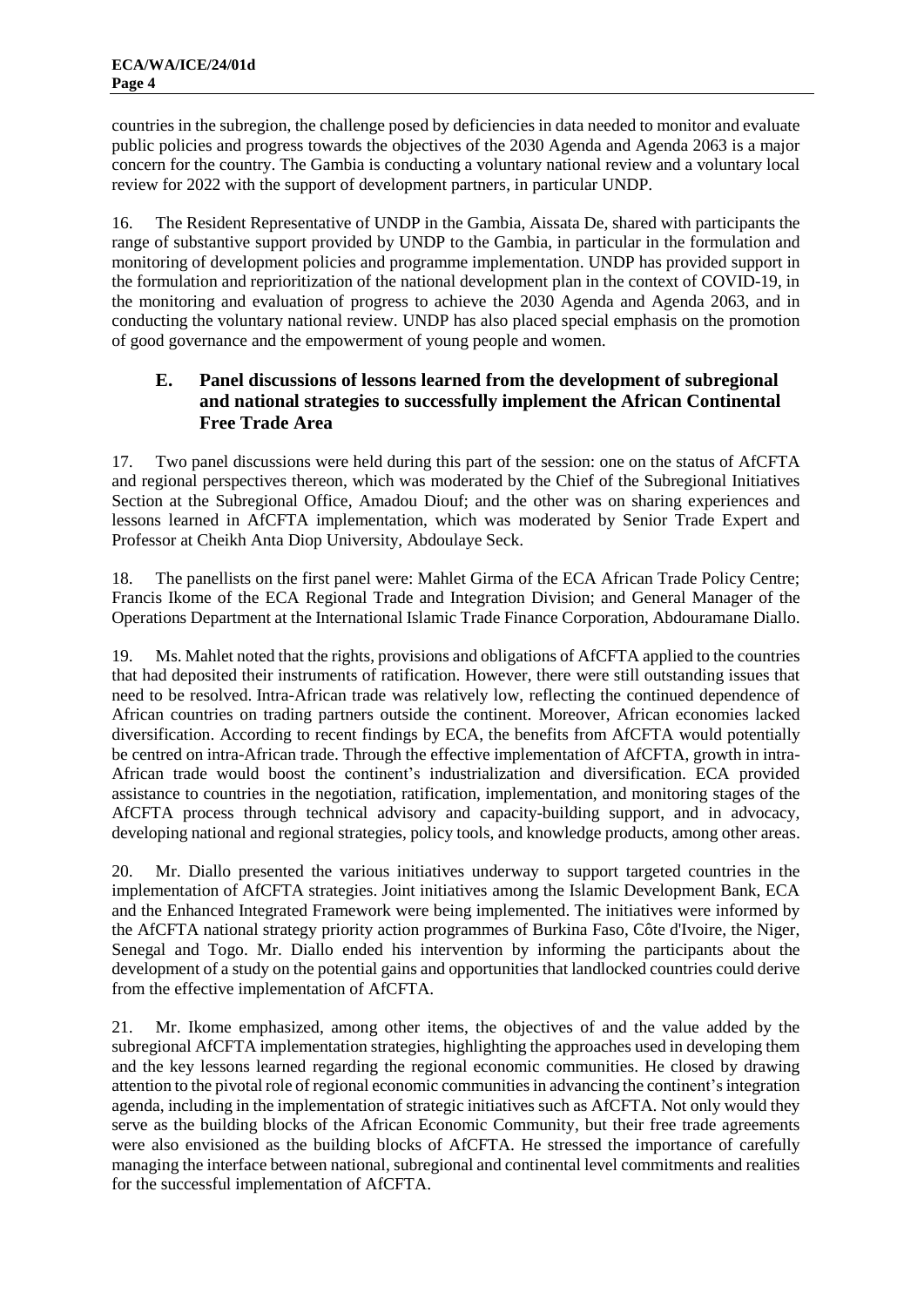countries in the subregion, the challenge posed by deficiencies in data needed to monitor and evaluate public policies and progress towards the objectives of the 2030 Agenda and Agenda 2063 is a major concern for the country. The Gambia is conducting a voluntary national review and a voluntary local review for 2022 with the support of development partners, in particular UNDP.

16. The Resident Representative of UNDP in the Gambia, Aissata De, shared with participants the range of substantive support provided by UNDP to the Gambia, in particular in the formulation and monitoring of development policies and programme implementation. UNDP has provided support in the formulation and reprioritization of the national development plan in the context of COVID-19, in the monitoring and evaluation of progress to achieve the 2030 Agenda and Agenda 2063, and in conducting the voluntary national review. UNDP has also placed special emphasis on the promotion of good governance and the empowerment of young people and women.

## E. Panel discussions of lessons learned from the development of subregional and national strategies to successfully implement the African Continental Free Trade Area

17. Two panel discussions were held during this part of the session: one on the status of AfCFTA and regional perspectives thereon, which was moderated by the Chief of the Subregional Initiatives Section at the Subregional Office, Amadou Diouf; and the other was on sharing experiences and lessons learned in AfCFTA implementation, which was moderated by Senior Trade Expert and Professor at Cheikh Anta Diop University, Abdoulaye Seck.

18. The panellists on the first panel were: Mahlet Girma of the ECA African Trade Policy Centre; Francis Ikome of the ECA Regional Trade and Integration Division; and General Manager of the Operations Department at the International Islamic Trade Finance Corporation, Abdouramane Diallo.

19. Ms. Mahlet noted that the rights, provisions and obligations of AfCFTA applied to the countries that had deposited their instruments of ratification. However, there were still outstanding issues that need to be resolved. Intra-African trade was relatively low, reflecting the continued dependence of African countries on trading partners outside the continent. Moreover, African economies lacked diversification. According to recent findings by ECA, the benefits from AfCFTA would potentially be centred on intra-African trade. Through the effective implementation of AfCFTA, growth in intra-African trade would boost the continent's industrialization and diversification. ECA provided assistance to countries in the negotiation, ratification, implementation, and monitoring stages of the AfCFTA process through technical advisory and capacity-building support, and in advocacy, developing national and regional strategies, policy tools, and knowledge products, among other areas.

20. Mr. Diallo presented the various initiatives underway to support targeted countries in the implementation of AfCFTA strategies. Joint initiatives among the Islamic Development Bank, ECA and the Enhanced Integrated Framework were being implemented. The initiatives were informed by the AfCFTA national strategy priority action programmes of Burkina Faso, Côte d'Ivoire, the Niger, Senegal and Togo. Mr. Diallo ended his intervention by informing the participants about the development of a study on the potential gains and opportunities that landlocked countries could derive from the effective implementation of AfCFTA.

21. Mr. Ikome emphasized, among other items, the objectives of and the value added by the subregional AfCFTA implementation strategies, highlighting the approaches used in developing them and the key lessons learned regarding the regional economic communities. He closed by drawing attention to the pivotal role of regional economic communities in advancing the continent's integration agenda, including in the implementation of strategic initiatives such as AfCFTA. Not only would they serve as the building blocks of the African Economic Community, but their free trade agreements were also envisioned as the building blocks of AfCFTA. He stressed the importance of carefully managing the interface between national, subregional and continental level commitments and realities for the successful implementation of AfCFTA.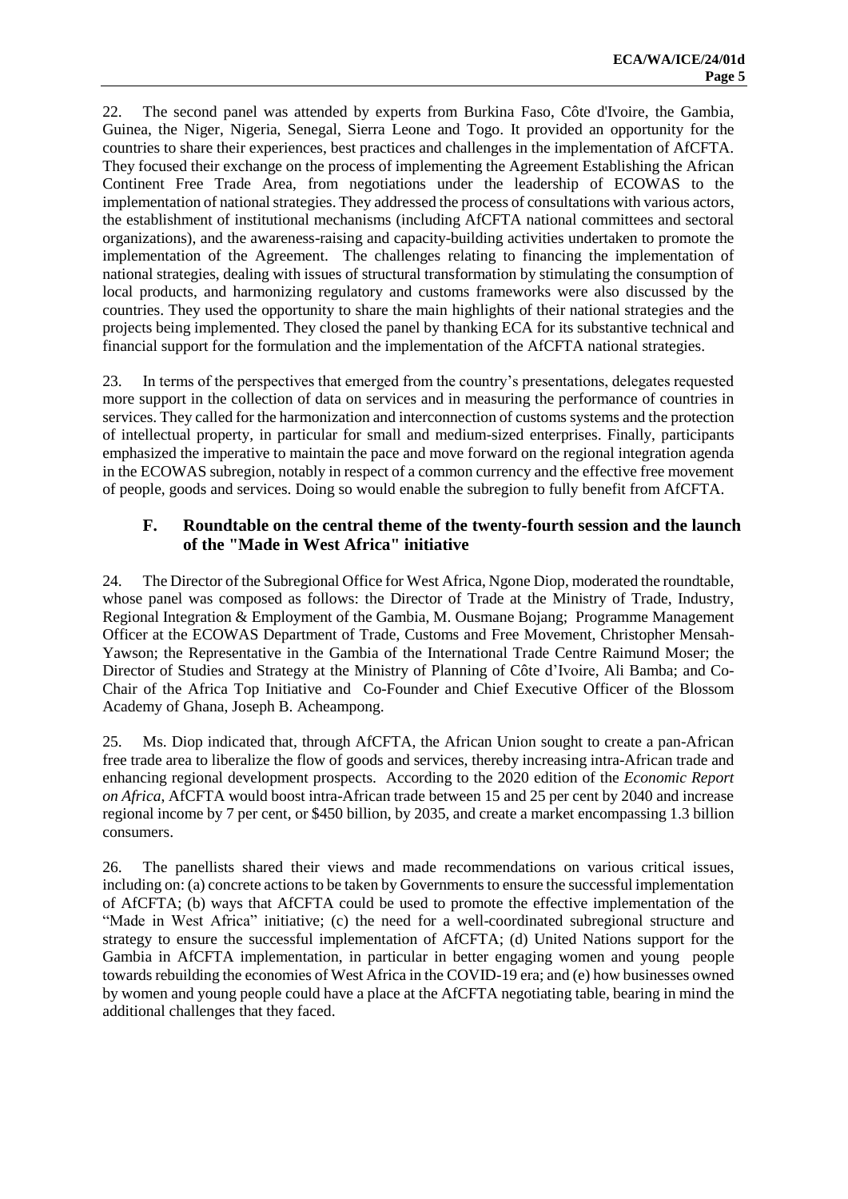22. The second panel was attended by experts from Burkina Faso, Côte d'Ivoire, the Gambia, Guinea, the Niger, Nigeria, Senegal, Sierra Leone and Togo. It provided an opportunity for the countries to share their experiences, best practices and challenges in the implementation of AfCFTA. They focused their exchange on the process of implementing the Agreement Establishing the African Continent Free Trade Area, from negotiations under the leadership of ECOWAS to the implementation of national strategies. They addressed the process of consultations with various actors, the establishment of institutional mechanisms (including AfCFTA national committees and sectoral organizations), and the awareness-raising and capacity-building activities undertaken to promote the implementation of the Agreement. The challenges relating to financing the implementation of national strategies, dealing with issues of structural transformation by stimulating the consumption of local products, and harmonizing regulatory and customs frameworks were also discussed by the countries. They used the opportunity to share the main highlights of their national strategies and the projects being implemented. They closed the panel by thanking ECA for its substantive technical and financial support for the formulation and the implementation of the AfCFTA national strategies.

23. In terms of the perspectives that emerged from the country's presentations, delegates requested more support in the collection of data on services and in measuring the performance of countries in services. They called for the harmonization and interconnection of customs systems and the protection of intellectual property, in particular for small and medium-sized enterprises. Finally, participants emphasized the imperative to maintain the pace and move forward on the regional integration agenda in the ECOWAS subregion, notably in respect of a common currency and the effective free movement of people, goods and services. Doing so would enable the subregion to fully benefit from AfCFTA.

## F. Roundtable on the central theme of the twenty-fourth session and the launch of the "Made in West Africa" initiative

24. The Director of the Subregional Office for West Africa, Ngone Diop, moderated the roundtable, whose panel was composed as follows: the Director of Trade at the Ministry of Trade, Industry, Regional Integration & Employment of the Gambia, M. Ousmane Bojang; Programme Management Officer at the ECOWAS Department of Trade, Customs and Free Movement, Christopher Mensah-Yawson; the Representative in the Gambia of the International Trade Centre Raimund Moser; the Director of Studies and Strategy at the Ministry of Planning of Côte d'Ivoire, Ali Bamba; and Co-Chair of the Africa Top Initiative and Co-Founder and Chief Executive Officer of the Blossom Academy of Ghana, Joseph B. Acheampong.

25. Ms. Diop indicated that, through AfCFTA, the African Union sought to create a pan-African free trade area to liberalize the flow of goods and services, thereby increasing intra-African trade and enhancing regional development prospects. According to the 2020 edition of the *Economic Report on Africa*, AfCFTA would boost intra-African trade between 15 and 25 per cent by 2040 and increase regional income by 7 per cent, or $450 billion, by 2035, and create a market encompassing 1.3 billion consumers.

26. The panellists shared their views and made recommendations on various critical issues, including on: (a) concrete actions to be taken by Governments to ensure the successful implementation of AfCFTA; (b) ways that AfCFTA could be used to promote the effective implementation of the "Made in West Africa" initiative; (c) the need for a well-coordinated subregional structure and strategy to ensure the successful implementation of AfCFTA; (d) United Nations support for the Gambia in AfCFTA implementation, in particular in better engaging women and young people towards rebuilding the economies of West Africa in the COVID-19 era; and (e) how businesses owned by women and young people could have a place at the AfCFTA negotiating table, bearing in mind the additional challenges that they faced.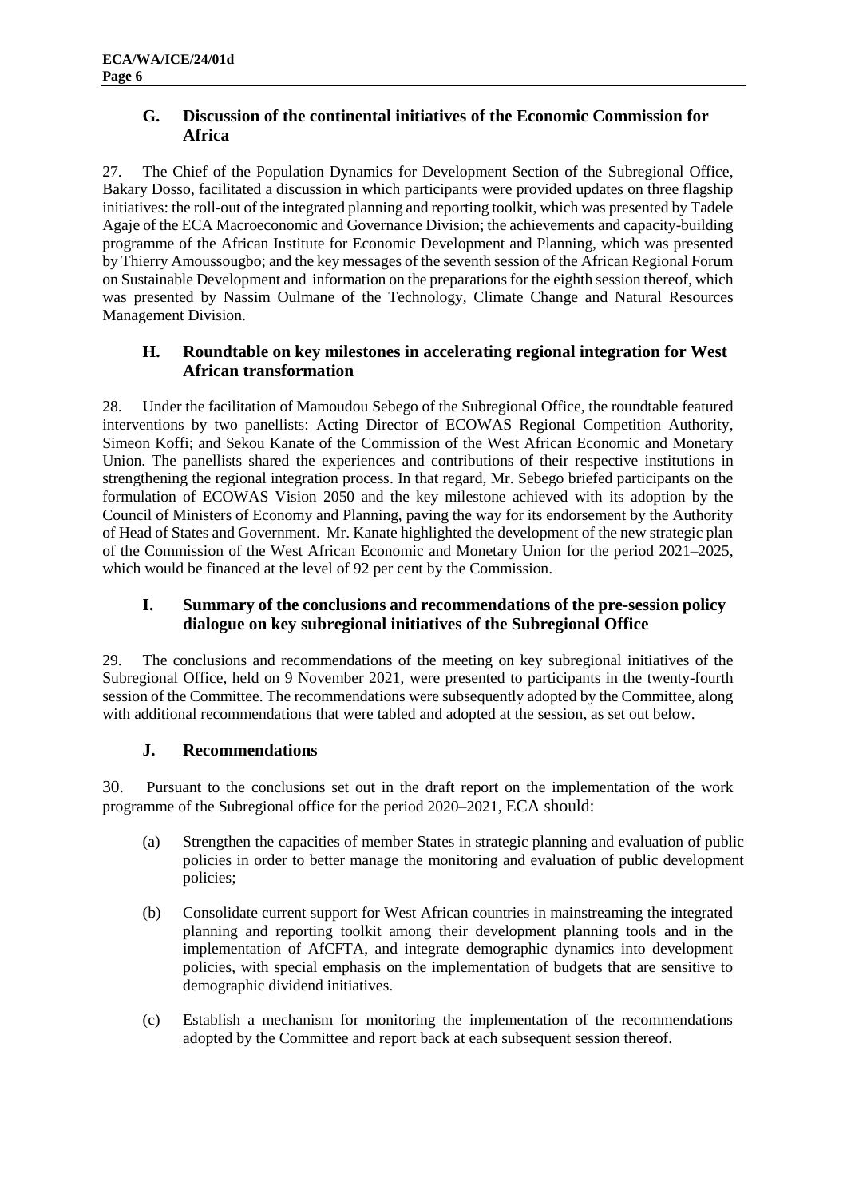## G. Discussion of the continental initiatives of the Economic Commission for Africa

27. The Chief of the Population Dynamics for Development Section of the Subregional Office, Bakary Dosso, facilitated a discussion in which participants were provided updates on three flagship initiatives: the roll-out of the integrated planning and reporting toolkit, which was presented by Tadele Agaje of the ECA Macroeconomic and Governance Division; the achievements and capacity-building programme of the African Institute for Economic Development and Planning, which was presented by Thierry Amoussougbo; and the key messages of the seventh session of the African Regional Forum on Sustainable Development and information on the preparations for the eighth session thereof, which was presented by Nassim Oulmane of the Technology, Climate Change and Natural Resources Management Division.

## H. Roundtable on key milestones in accelerating regional integration for West African transformation

28. Under the facilitation of Mamoudou Sebego of the Subregional Office, the roundtable featured interventions by two panellists: Acting Director of ECOWAS Regional Competition Authority, Simeon Koffi; and Sekou Kanate of the Commission of the West African Economic and Monetary Union. The panellists shared the experiences and contributions of their respective institutions in strengthening the regional integration process. In that regard, Mr. Sebego briefed participants on the formulation of ECOWAS Vision 2050 and the key milestone achieved with its adoption by the Council of Ministers of Economy and Planning, paving the way for its endorsement by the Authority of Head of States and Government. Mr. Kanate highlighted the development of the new strategic plan of the Commission of the West African Economic and Monetary Union for the period 2021–2025, which would be financed at the level of 92 per cent by the Commission.

## I. Summary of the conclusions and recommendations of the pre-session policy dialogue on key subregional initiatives of the Subregional Office

29. The conclusions and recommendations of the meeting on key subregional initiatives of the Subregional Office, held on 9 November 2021, were presented to participants in the twenty-fourth session of the Committee. The recommendations were subsequently adopted by the Committee, along with additional recommendations that were tabled and adopted at the session, as set out below.

## J. Recommendations

30. Pursuant to the conclusions set out in the draft report on the implementation of the work programme of the Subregional office for the period 2020–2021, ECA should:

(a) Strengthen the capacities of member States in strategic planning and evaluation of public policies in order to better manage the monitoring and evaluation of public development policies;

(b) Consolidate current support for West African countries in mainstreaming the integrated planning and reporting toolkit among their development planning tools and in the implementation of AfCFTA, and integrate demographic dynamics into development policies, with special emphasis on the implementation of budgets that are sensitive to demographic dividend initiatives.

(c) Establish a mechanism for monitoring the implementation of the recommendations adopted by the Committee and report back at each subsequent session thereof.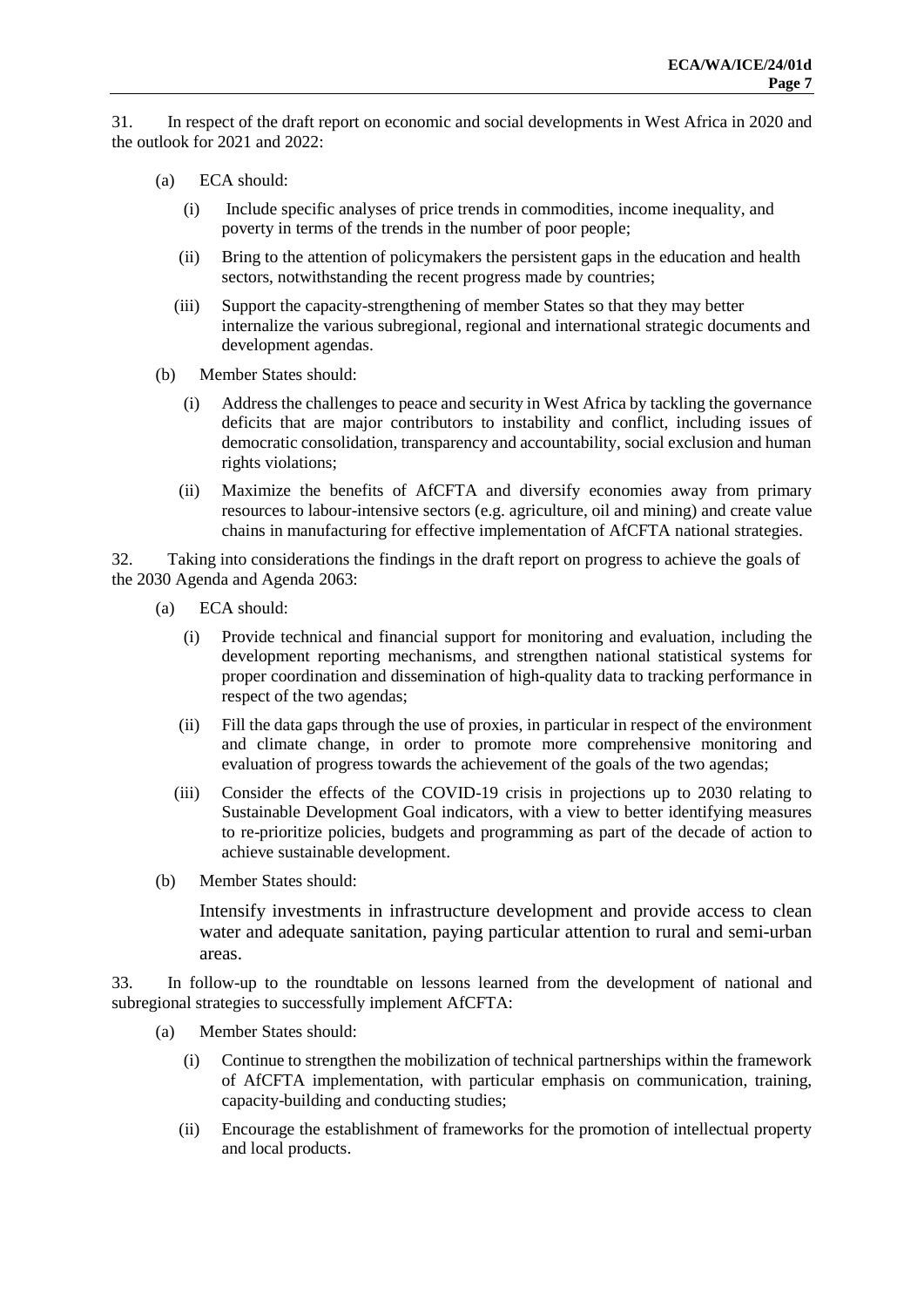31. In respect of the draft report on economic and social developments in West Africa in 2020 and the outlook for 2021 and 2022:

(a) ECA should:

(i) Include specific analyses of price trends in commodities, income inequality, and poverty in terms of the trends in the number of poor people;

(ii) Bring to the attention of policymakers the persistent gaps in the education and health sectors, notwithstanding the recent progress made by countries;

(iii) Support the capacity-strengthening of member States so that they may better internalize the various subregional, regional and international strategic documents and development agendas.

(b) Member States should:

(i) Address the challenges to peace and security in West Africa by tackling the governance deficits that are major contributors to instability and conflict, including issues of democratic consolidation, transparency and accountability, social exclusion and human rights violations;

(ii) Maximize the benefits of AfCFTA and diversify economies away from primary resources to labour-intensive sectors (e.g. agriculture, oil and mining) and create value chains in manufacturing for effective implementation of AfCFTA national strategies.

32. Taking into considerations the findings in the draft report on progress to achieve the goals of the 2030 Agenda and Agenda 2063:

(a) ECA should:

(i) Provide technical and financial support for monitoring and evaluation, including the development reporting mechanisms, and strengthen national statistical systems for proper coordination and dissemination of high-quality data to tracking performance in respect of the two agendas;

(ii) Fill the data gaps through the use of proxies, in particular in respect of the environment and climate change, in order to promote more comprehensive monitoring and evaluation of progress towards the achievement of the goals of the two agendas;

(iii) Consider the effects of the COVID-19 crisis in projections up to 2030 relating to Sustainable Development Goal indicators, with a view to better identifying measures to re-prioritize policies, budgets and programming as part of the decade of action to achieve sustainable development.

(b) Member States should:

Intensify investments in infrastructure development and provide access to clean water and adequate sanitation, paying particular attention to rural and semi-urban areas.

33. In follow-up to the roundtable on lessons learned from the development of national and subregional strategies to successfully implement AfCFTA:

(a) Member States should:

(i) Continue to strengthen the mobilization of technical partnerships within the framework of AfCFTA implementation, with particular emphasis on communication, training, capacity-building and conducting studies;

(ii) Encourage the establishment of frameworks for the promotion of intellectual property and local products.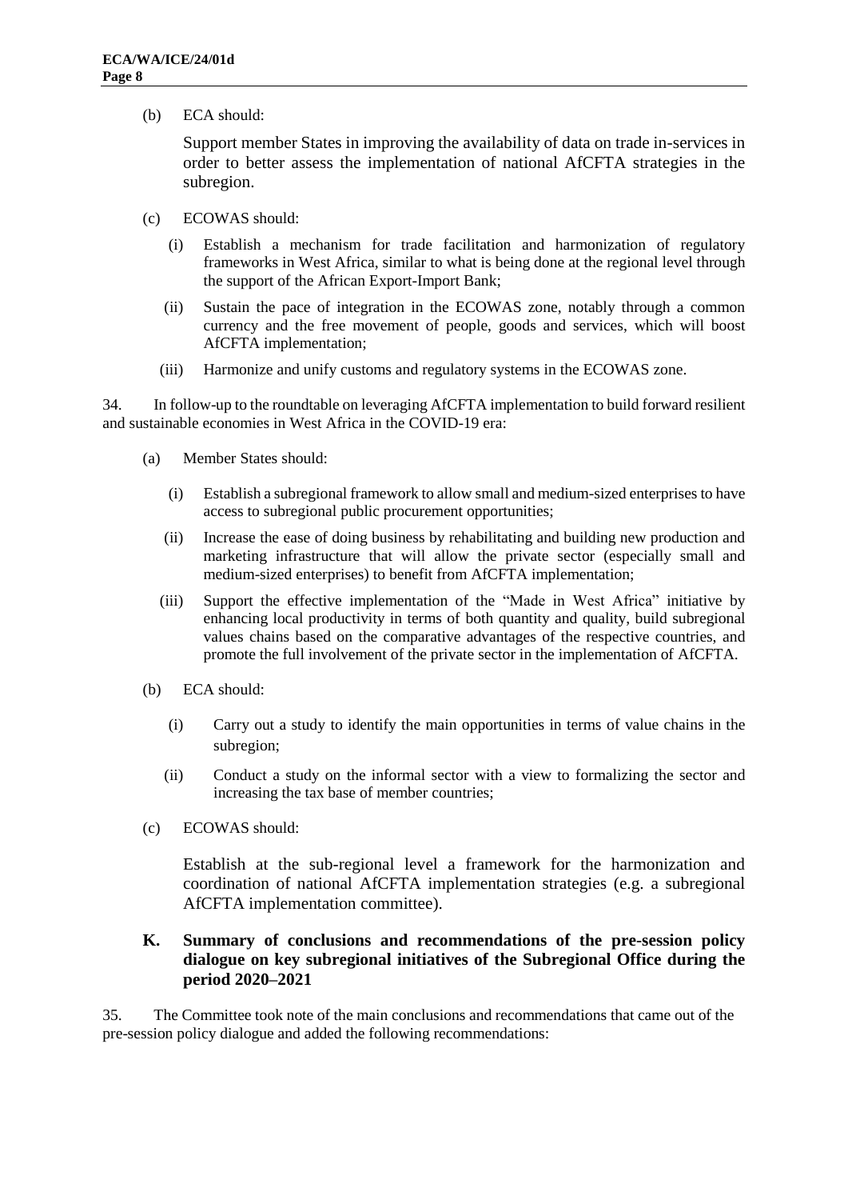(b) ECA should:

Support member States in improving the availability of data on trade in-services in order to better assess the implementation of national AfCFTA strategies in the subregion.

(c) ECOWAS should:

(i) Establish a mechanism for trade facilitation and harmonization of regulatory frameworks in West Africa, similar to what is being done at the regional level through the support of the African Export-Import Bank;

(ii) Sustain the pace of integration in the ECOWAS zone, notably through a common currency and the free movement of people, goods and services, which will boost AfCFTA implementation;

(iii) Harmonize and unify customs and regulatory systems in the ECOWAS zone.

34. In follow-up to the roundtable on leveraging AfCFTA implementation to build forward resilient and sustainable economies in West Africa in the COVID-19 era:

(a) Member States should:

(i) Establish a subregional framework to allow small and medium-sized enterprises to have access to subregional public procurement opportunities;

(ii) Increase the ease of doing business by rehabilitating and building new production and marketing infrastructure that will allow the private sector (especially small and medium-sized enterprises) to benefit from AfCFTA implementation;

(iii) Support the effective implementation of the "Made in West Africa" initiative by enhancing local productivity in terms of both quantity and quality, build subregional values chains based on the comparative advantages of the respective countries, and promote the full involvement of the private sector in the implementation of AfCFTA.

(b) ECA should:

(i) Carry out a study to identify the main opportunities in terms of value chains in the subregion;

(ii) Conduct a study on the informal sector with a view to formalizing the sector and increasing the tax base of member countries;

(c) ECOWAS should:

Establish at the sub-regional level a framework for the harmonization and coordination of national AfCFTA implementation strategies (e.g. a subregional AfCFTA implementation committee).

### K. Summary of conclusions and recommendations of the pre-session policy dialogue on key subregional initiatives of the Subregional Office during the period 2020–2021

35. The Committee took note of the main conclusions and recommendations that came out of the pre-session policy dialogue and added the following recommendations: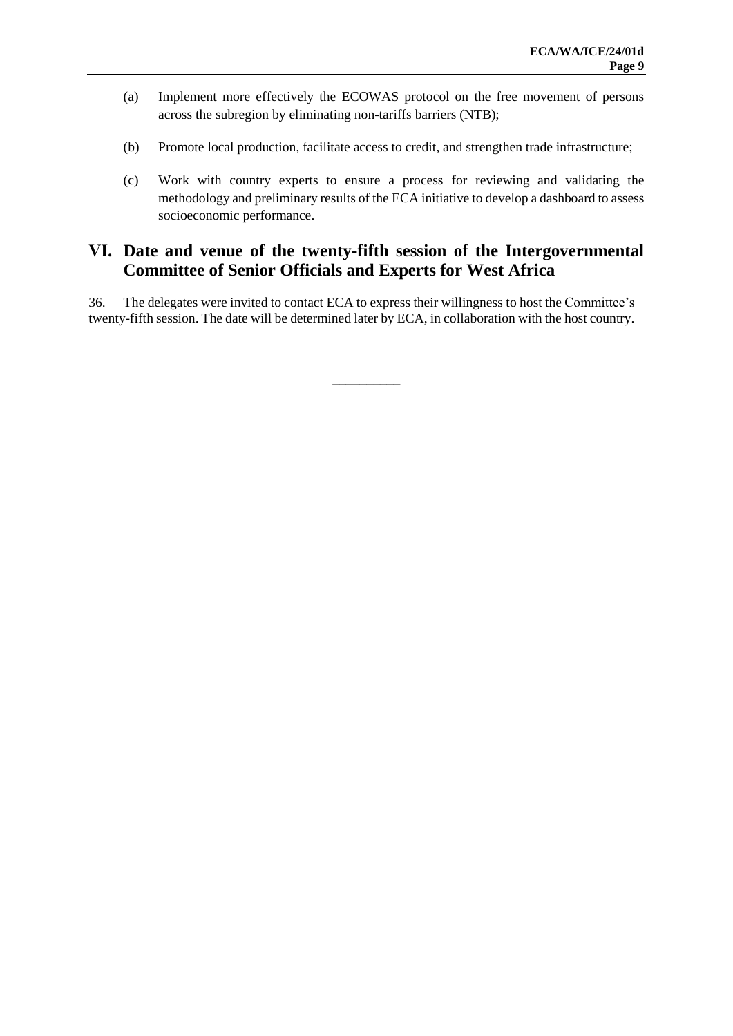(a) Implement more effectively the ECOWAS protocol on the free movement of persons across the subregion by eliminating non-tariffs barriers (NTB);

(b) Promote local production, facilitate access to credit, and strengthen trade infrastructure;

(c) Work with country experts to ensure a process for reviewing and validating the methodology and preliminary results of the ECA initiative to develop a dashboard to assess socioeconomic performance.

## VI. Date and venue of the twenty-fifth session of the Intergovernmental Committee of Senior Officials and Experts for West Africa

36. The delegates were invited to contact ECA to express their willingness to host the Committee's twenty-fifth session. The date will be determined later by ECA, in collaboration with the host country.

__________